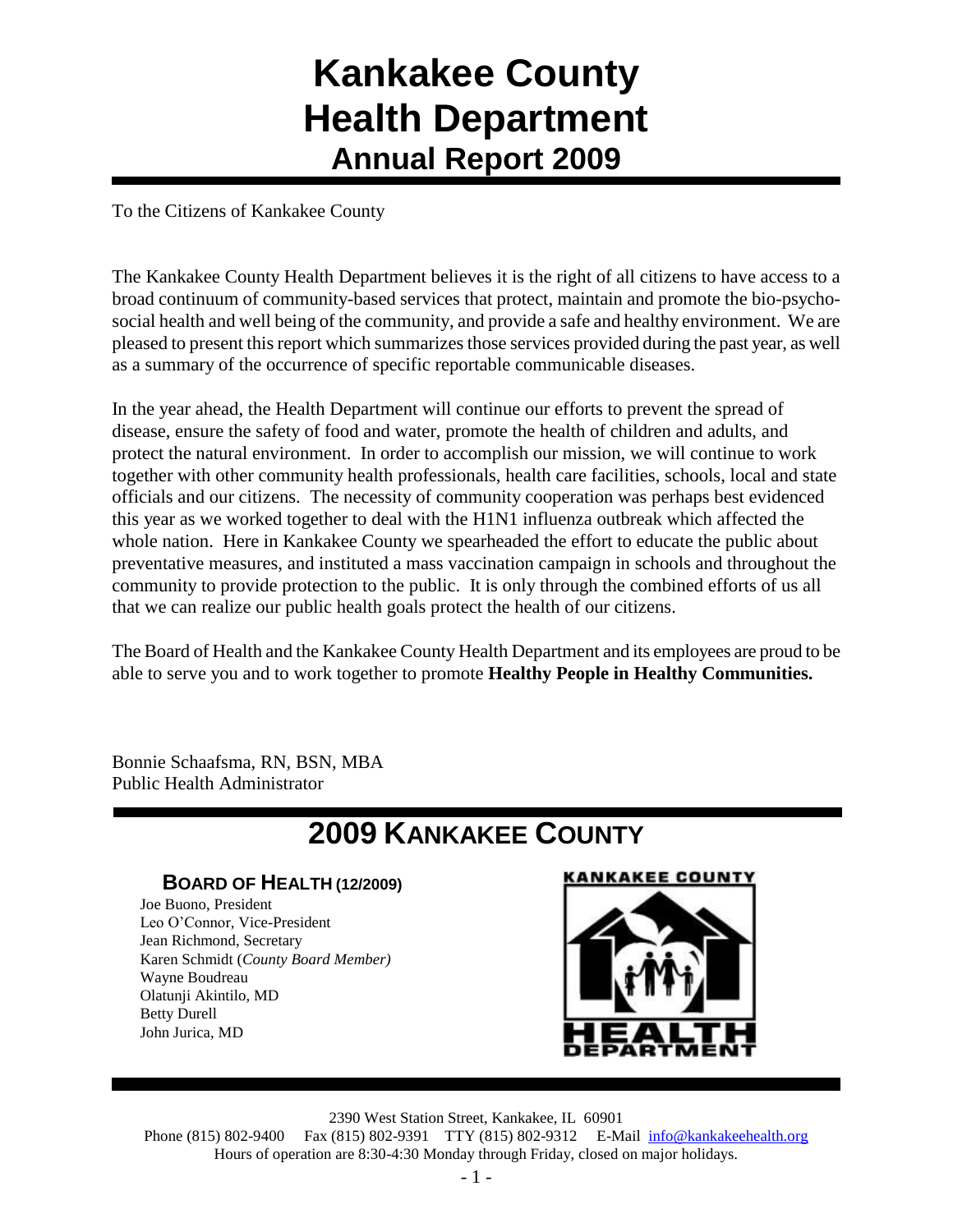# Kankakee County Health Department

## Annual Report 2009

To the Citizens of Kankakee County

The Kankakee County Health Department believes it is the right of all citizens to have access to a broad continuum of community-based services that protect, maintain and promote the bio-psycho-social health and well being of the community, and provide a safe and healthy environment. We are pleased to present this report which summarizes those services provided during the past year, as well as a summary of the occurrence of specific reportable communicable diseases.

In the year ahead, the Health Department will continue our efforts to prevent the spread of disease, ensure the safety of food and water, promote the health of children and adults, and protect the natural environment. In order to accomplish our mission, we will continue to work together with other community health professionals, health care facilities, schools, local and state officials and our citizens. The necessity of community cooperation was perhaps best evidenced this year as we worked together to deal with the H1N1 influenza outbreak which affected the whole nation. Here in Kankakee County we spearheaded the effort to educate the public about preventative measures, and instituted a mass vaccination campaign in schools and throughout the community to provide protection to the public. It is only through the combined efforts of us all that we can realize our public health goals protect the health of our citizens.

The Board of Health and the Kankakee County Health Department and its employees are proud to be able to serve you and to work together to promote **Healthy People in Healthy Communities.**

Bonnie Schaafsma, RN, BSN, MBA
Public Health Administrator

# 2009 Kankakee County

### Board of Health (12/2009)

Joe Buono, President
Leo O'Connor, Vice-President
Jean Richmond, Secretary
Karen Schmidt (*County Board Member)*
Wayne Boudreau
Olatunji Akintilo, MD
Betty Durell
John Jurica, MD

KANKAKEE COUNTY HEALTH DEPARTMENT

2390 West Station Street, Kankakee, IL 60901
Phone (815) 802-9400 Fax (815) 802-9391 TTY (815) 802-9312 E-Mail info@kankakeehealth.org
Hours of operation are 8:30-4:30 Monday through Friday, closed on major holidays.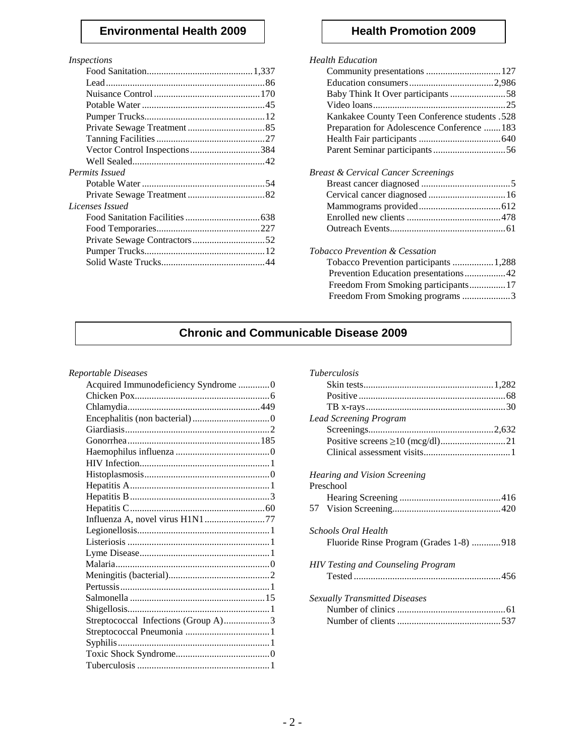## Environmental Health 2009

*Inspections*

- Food Sanitation............................................1,337
- Lead.................................................................86
- Nuisance Control............................................170
- Potable Water...................................................45
- Pumper Trucks..................................................12
- Private Sewage Treatment................................85
- Tanning Facilities.............................................27
- Vector Control Inspections.............................384
- Well Sealed.......................................................42

*Permits Issued*

- Potable Water...................................................54
- Private Sewage Treatment................................82

*Licenses Issued*

- Food Sanitation Facilities...............................638
- Food Temporaries...........................................227
- Private Sewage Contractors..............................52
- Pumper Trucks..................................................12
- Solid Waste Trucks...........................................44

## Health Promotion 2009

*Health Education*

- Community presentations...............................127
- Education consumers...................................2,986
- Baby Think It Over participants.......................58
- Video loans.......................................................25
- Kankakee County Teen Conference students.528
- Preparation for Adolescence Conference.......183
- Health Fair participants..................................640
- Parent Seminar participants..............................56

*Breast & Cervical Cancer Screenings*

- Breast cancer diagnosed.....................................5
- Cervical cancer diagnosed................................16
- Mammograms provided..................................612
- Enrolled new clients.......................................478
- Outreach Events................................................61

*Tobacco Prevention & Cessation*

- Tobacco Prevention participants.................1,288
- Prevention Education presentations.................42
- Freedom From Smoking participants...............17
- Freedom From Smoking programs....................3

## Chronic and Communicable Disease 2009

*Reportable Diseases*

- Acquired Immunodeficiency Syndrome.............0
- Chicken Pox.......................................................6
- Chlamydia.......................................................449
- Encephalitis (non bacterial)................................0
- Giardiasis...........................................................2
- Gonorrhea.......................................................185
- Haemophilus influenza.......................................0
- HIV Infection......................................................1
- Histoplasmosis....................................................0
- Hepatitis A..........................................................1
- Hepatitis B..........................................................3
- Hepatitis C........................................................60
- Influenza A, novel virus H1N1.........................77
- Legionellosis.......................................................1
- Listeriosis...........................................................1
- Lyme Disease......................................................1
- Malaria................................................................0
- Meningitis (bacterial)..........................................2
- Pertussis..............................................................1
- Salmonella........................................................15
- Shigellosis...........................................................1
- Streptococcal Infections (Group A)...................3
- Streptococcal Pneumonia...................................1
- Syphilis...............................................................1
- Toxic Shock Syndrome.......................................0
- Tuberculosis.......................................................1

*Tuberculosis*

- Skin tests......................................................1,282
- Positive.............................................................68
- TB x-rays..........................................................30

*Lead Screening Program*

- Screenings....................................................2,632
- Positive screens ≥10 (mcg/dl)...........................21
- Clinical assessment visits....................................1

*Hearing and Vision Screening*

Preschool

- Hearing Screening..........................................416
- 57 Vision Screening.........................................420

*Schools Oral Health*

- Fluoride Rinse Program (Grades 1-8)............918

*HIV Testing and Counseling Program*

- Tested.............................................................456

*Sexually Transmitted Diseases*

- Number of clinics.............................................61
- Number of clients...........................................537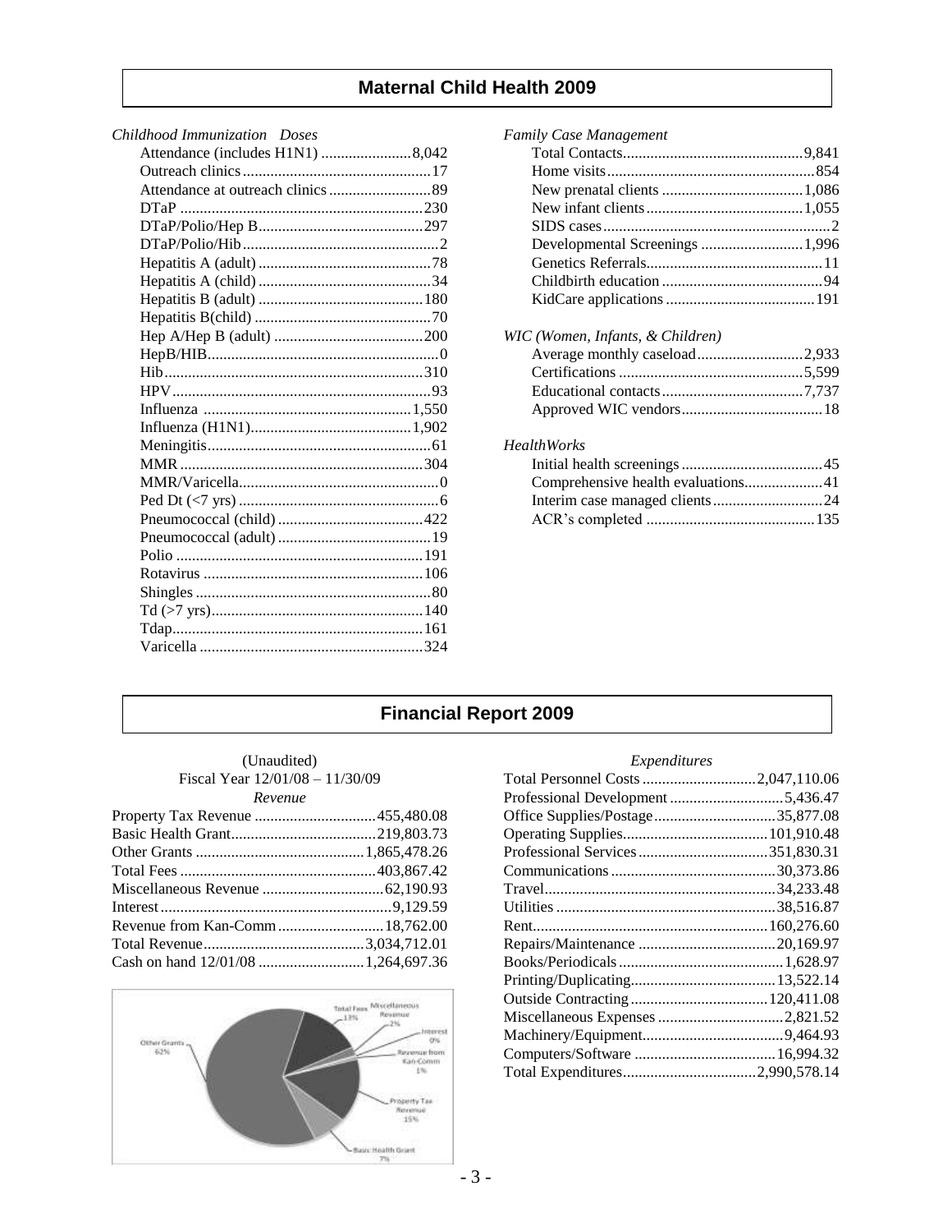## Maternal Child Health 2009

*Childhood Immunization Doses*

| Item | Doses |
|---|---|
| Attendance (includes H1N1) | 8,042 |
| Outreach clinics | 17 |
| Attendance at outreach clinics | 89 |
| DTaP | 230 |
| DTaP/Polio/Hep B | 297 |
| DTaP/Polio/Hib | 2 |
| Hepatitis A (adult) | 78 |
| Hepatitis A (child) | 34 |
| Hepatitis B (adult) | 180 |
| Hepatitis B(child) | 70 |
| Hep A/Hep B (adult) | 200 |
| HepB/HIB | 0 |
| Hib | 310 |
| HPV | 93 |
| Influenza | 1,550 |
| Influenza (H1N1) | 1,902 |
| Meningitis | 61 |
| MMR | 304 |
| MMR/Varicella | 0 |
| Ped Dt (<7 yrs) | 6 |
| Pneumococcal (child) | 422 |
| Pneumococcal (adult) | 19 |
| Polio | 191 |
| Rotavirus | 106 |
| Shingles | 80 |
| Td (>7 yrs) | 140 |
| Tdap | 161 |
| Varicella | 324 |

*Family Case Management*

| Item | Count |
|---|---|
| Total Contacts | 9,841 |
| Home visits | 854 |
| New prenatal clients | 1,086 |
| New infant clients | 1,055 |
| SIDS cases | 2 |
| Developmental Screenings | 1,996 |
| Genetics Referrals | 11 |
| Childbirth education | 94 |
| KidCare applications | 191 |

*WIC (Women, Infants, & Children)*

| Item | Count |
|---|---|
| Average monthly caseload | 2,933 |
| Certifications | 5,599 |
| Educational contacts | 7,737 |
| Approved WIC vendors | 18 |

*HealthWorks*

| Item | Count |
|---|---|
| Initial health screenings | 45 |
| Comprehensive health evaluations | 41 |
| Interim case managed clients | 24 |
| ACR's completed | 135 |

## Financial Report 2009

(Unaudited)
Fiscal Year 12/01/08 – 11/30/09

*Revenue*

| Item | Amount |
|---|---|
| Property Tax Revenue | 455,480.08 |
| Basic Health Grant | 219,803.73 |
| Other Grants | 1,865,478.26 |
| Total Fees | 403,867.42 |
| Miscellaneous Revenue | 62,190.93 |
| Interest | 9,129.59 |
| Revenue from Kan-Comm | 18,762.00 |
| Total Revenue | 3,034,712.01 |
| Cash on hand 12/01/08 | 1,264,697.36 |

Other Grants 62%; Total Fees 13%; Miscellaneous Revenue 2%; Interest 0%; Revenue from Kan-Comm 1%; Property Tax Revenue 15%; Basic Health Grant 7%

*Expenditures*

| Item | Amount |
|---|---|
| Total Personnel Costs | 2,047,110.06 |
| Professional Development | 5,436.47 |
| Office Supplies/Postage | 35,877.08 |
| Operating Supplies | 101,910.48 |
| Professional Services | 351,830.31 |
| Communications | 30,373.86 |
| Travel | 34,233.48 |
| Utilities | 38,516.87 |
| Rent | 160,276.60 |
| Repairs/Maintenance | 20,169.97 |
| Books/Periodicals | 1,628.97 |
| Printing/Duplicating | 13,522.14 |
| Outside Contracting | 120,411.08 |
| Miscellaneous Expenses | 2,821.52 |
| Machinery/Equipment | 9,464.93 |
| Computers/Software | 16,994.32 |
| Total Expenditures | 2,990,578.14 |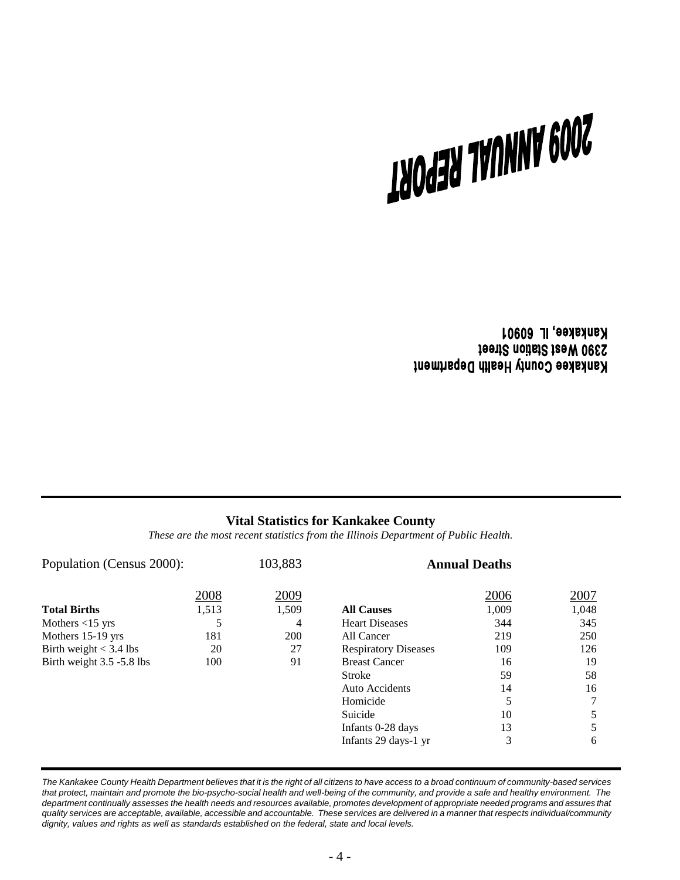# 2009 ANNUAL REPORT

**Kankakee County Health Department**
**2390 West Station Street**
**Kankakee, IL 60901**

---

## Vital Statistics for Kankakee County

*These are the most recent statistics from the Illinois Department of Public Health.*

Population (Census 2000): 103,883

| | 2008 | 2009 |
|---|---|---|
| **Total Births** | 1,513 | 1,509 |
| Mothers <15 yrs | 5 | 4 |
| Mothers 15-19 yrs | 181 | 200 |
| Birth weight < 3.4 lbs | 20 | 27 |
| Birth weight 3.5 -5.8 lbs | 100 | 91 |

**Annual Deaths**

| | 2006 | 2007 |
|---|---|---|
| **All Causes** | 1,009 | 1,048 |
| Heart Diseases | 344 | 345 |
| All Cancer | 219 | 250 |
| Respiratory Diseases | 109 | 126 |
| Breast Cancer | 16 | 19 |
| Stroke | 59 | 58 |
| Auto Accidents | 14 | 16 |
| Homicide | 5 | 7 |
| Suicide | 10 | 5 |
| Infants 0-28 days | 13 | 5 |
| Infants 29 days-1 yr | 3 | 6 |

---

*The Kankakee County Health Department believes that it is the right of all citizens to have access to a broad continuum of community-based services that protect, maintain and promote the bio-psycho-social health and well-being of the community, and provide a safe and healthy environment. The department continually assesses the health needs and resources available, promotes development of appropriate needed programs and assures that quality services are acceptable, available, accessible and accountable. These services are delivered in a manner that respects individual/community dignity, values and rights as well as standards established on the federal, state and local levels.*